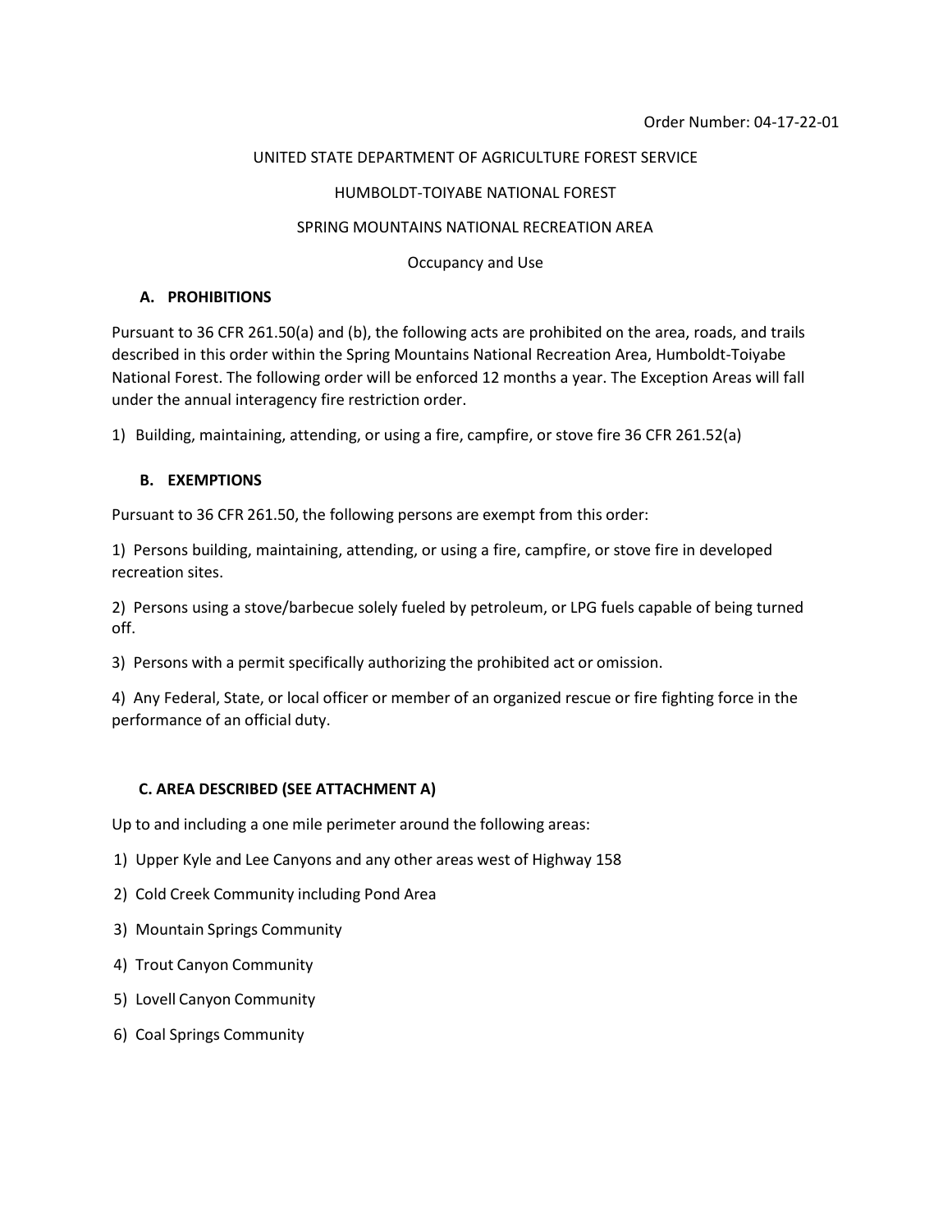Order Number: 04-17-22-01

UNITED STATE DEPARTMENT OF AGRICULTURE FOREST SERVICE

HUMBOLDT-TOIYABE NATIONAL FOREST

SPRING MOUNTAINS NATIONAL RECREATION AREA

Occupancy and Use

## A. PROHIBITIONS

Pursuant to 36 CFR 261.50(a) and (b), the following acts are prohibited on the area, roads, and trails described in this order within the Spring Mountains National Recreation Area, Humboldt-Toiyabe National Forest. The following order will be enforced 12 months a year. The Exception Areas will fall under the annual interagency fire restriction order.

1) Building, maintaining, attending, or using a fire, campfire, or stove fire 36 CFR 261.52(a)

## B. EXEMPTIONS

Pursuant to 36 CFR 261.50, the following persons are exempt from this order:

1) Persons building, maintaining, attending, or using a fire, campfire, or stove fire in developed recreation sites.

2) Persons using a stove/barbecue solely fueled by petroleum, or LPG fuels capable of being turned off.

3) Persons with a permit specifically authorizing the prohibited act or omission.

4) Any Federal, State, or local officer or member of an organized rescue or fire fighting force in the performance of an official duty.

## C. AREA DESCRIBED (SEE ATTACHMENT A)

Up to and including a one mile perimeter around the following areas:

1) Upper Kyle and Lee Canyons and any other areas west of Highway 158

2) Cold Creek Community including Pond Area

3) Mountain Springs Community

4) Trout Canyon Community

5) Lovell Canyon Community

6) Coal Springs Community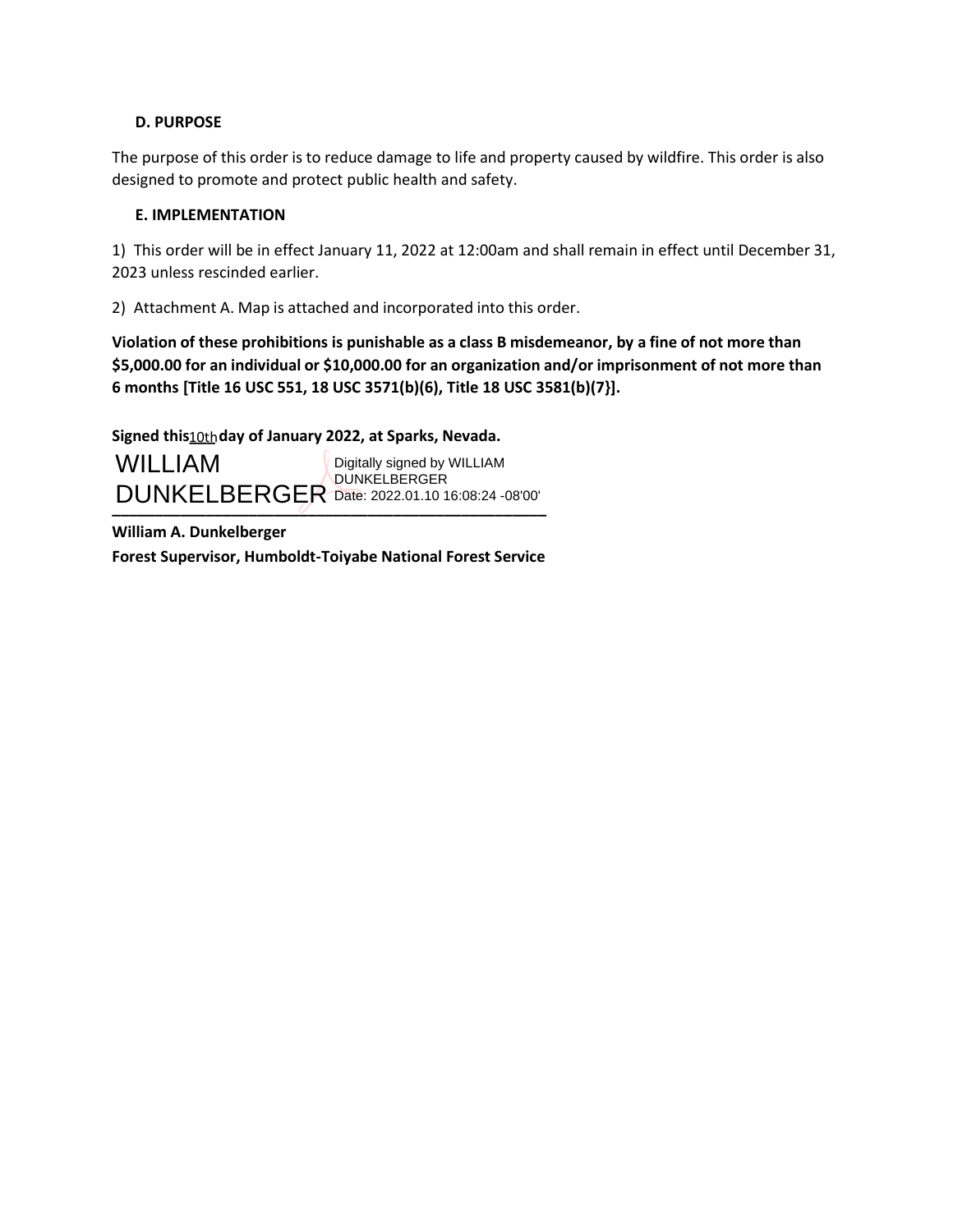**D. PURPOSE**

The purpose of this order is to reduce damage to life and property caused by wildfire. This order is also designed to promote and protect public health and safety.

**E. IMPLEMENTATION**

1) This order will be in effect January 11, 2022 at 12:00am and shall remain in effect until December 31, 2023 unless rescinded earlier.

2) Attachment A. Map is attached and incorporated into this order.

**Violation of these prohibitions is punishable as a class B misdemeanor, by a fine of not more than $5,000.00 for an individual or $10,000.00 for an organization and/or imprisonment of not more than 6 months [Title 16 USC 551, 18 USC 3571(b)(6), Title 18 USC 3581(b)(7}].**

**Signed this** 10th **day of January 2022, at Sparks, Nevada.**

WILLIAM DUNKELBERGER

Digitally signed by WILLIAM DUNKELBERGER
Date: 2022.01.10 16:08:24 -08'00'

---

**William A. Dunkelberger**
**Forest Supervisor, Humboldt-Toiyabe National Forest Service**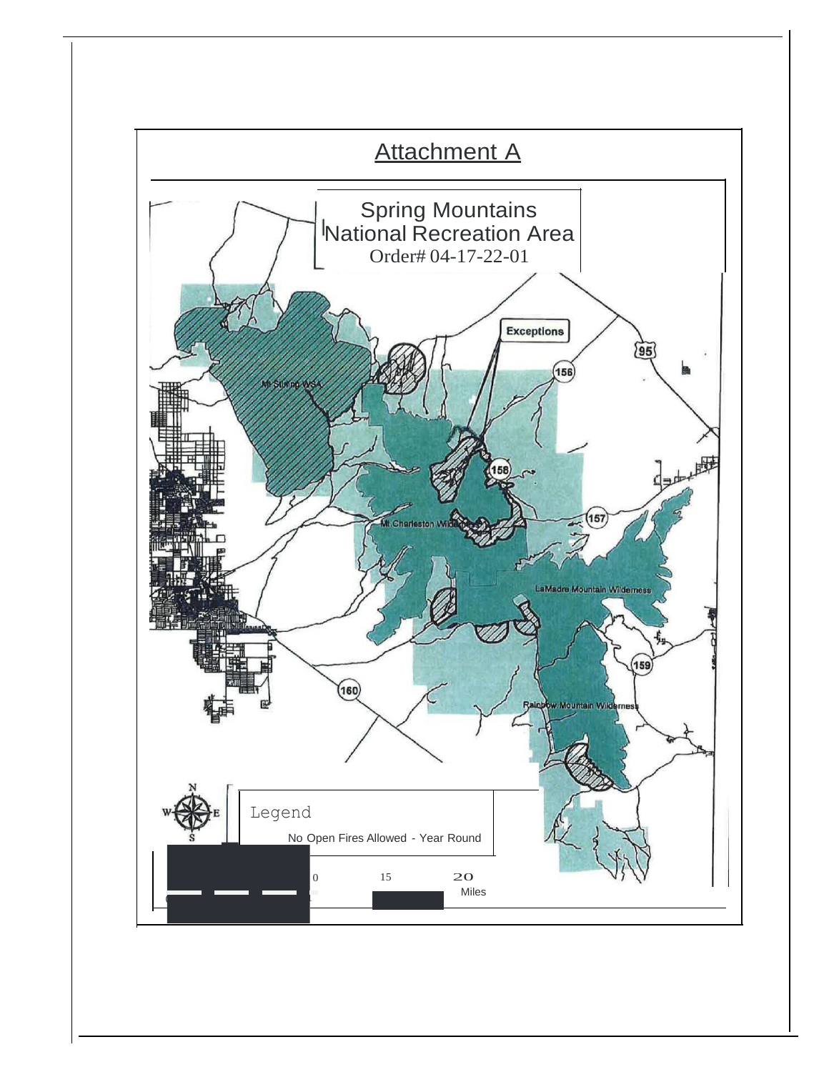# Attachment A

Spring Mountains
National Recreation Area
Order# 04-17-22-01

Exceptions

Mt Stirling WSA

Mt.Charleston Wilderness

LaMadre Mountain Wilderness

Rainbow Mountain Wilderness

95

156

158

157

159

160

Legend

No Open Fires Allowed - Year Round

0 15 20
Miles